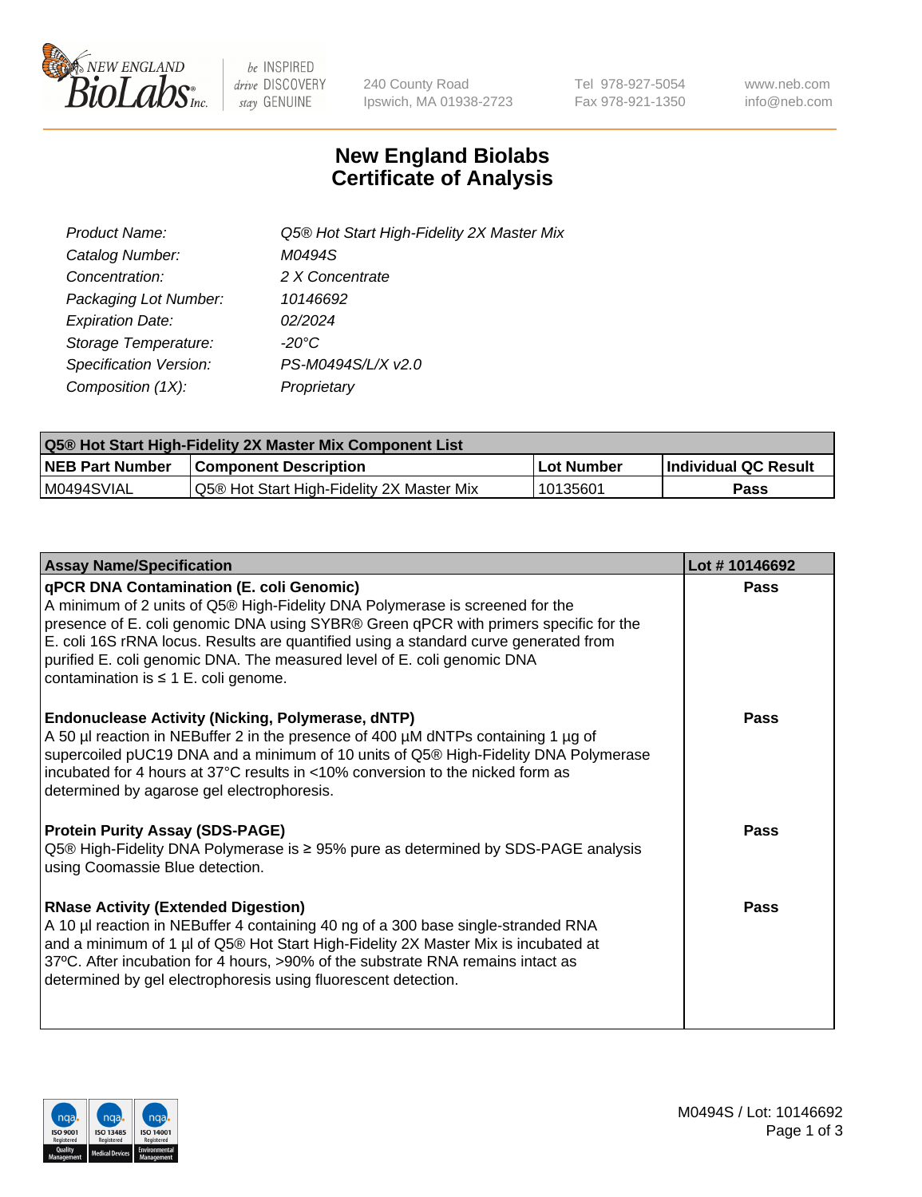New England Biolabs Inc. — be INSPIRED drive DISCOVERY stay GENUINE

240 County Road
Ipswich, MA 01938-2723

Tel 978-927-5054
Fax 978-921-1350

www.neb.com
info@neb.com

# New England Biolabs
# Certificate of Analysis

| | |
|---|---|
| *Product Name:* | *Q5® Hot Start High-Fidelity 2X Master Mix* |
| *Catalog Number:* | *M0494S* |
| *Concentration:* | *2 X Concentrate* |
| *Packaging Lot Number:* | *10146692* |
| *Expiration Date:* | *02/2024* |
| *Storage Temperature:* | *-20°C* |
| *Specification Version:* | *PS-M0494S/L/X v2.0* |
| *Composition (1X):* | *Proprietary* |

| Q5® Hot Start High-Fidelity 2X Master Mix Component List | | | |
|---|---|---|---|
| **NEB Part Number** | **Component Description** | **Lot Number** | **Individual QC Result** |
| M0494SVIAL | Q5® Hot Start High-Fidelity 2X Master Mix | 10135601 | **Pass** |

| Assay Name/Specification | Lot # 10146692 |
|---|---|
| **qPCR DNA Contamination (E. coli Genomic)**<br>A minimum of 2 units of Q5® High-Fidelity DNA Polymerase is screened for the presence of E. coli genomic DNA using SYBR® Green qPCR with primers specific for the E. coli 16S rRNA locus. Results are quantified using a standard curve generated from purified E. coli genomic DNA. The measured level of E. coli genomic DNA contamination is ≤ 1 E. coli genome. | **Pass** |
| **Endonuclease Activity (Nicking, Polymerase, dNTP)**<br>A 50 µl reaction in NEBuffer 2 in the presence of 400 µM dNTPs containing 1 µg of supercoiled pUC19 DNA and a minimum of 10 units of Q5® High-Fidelity DNA Polymerase incubated for 4 hours at 37°C results in <10% conversion to the nicked form as determined by agarose gel electrophoresis. | **Pass** |
| **Protein Purity Assay (SDS-PAGE)**<br>Q5® High-Fidelity DNA Polymerase is ≥ 95% pure as determined by SDS-PAGE analysis using Coomassie Blue detection. | **Pass** |
| **RNase Activity (Extended Digestion)**<br>A 10 µl reaction in NEBuffer 4 containing 40 ng of a 300 base single-stranded RNA and a minimum of 1 µl of Q5® Hot Start High-Fidelity 2X Master Mix is incubated at 37ºC. After incubation for 4 hours, >90% of the substrate RNA remains intact as determined by gel electrophoresis using fluorescent detection. | **Pass** |

M0494S / Lot: 10146692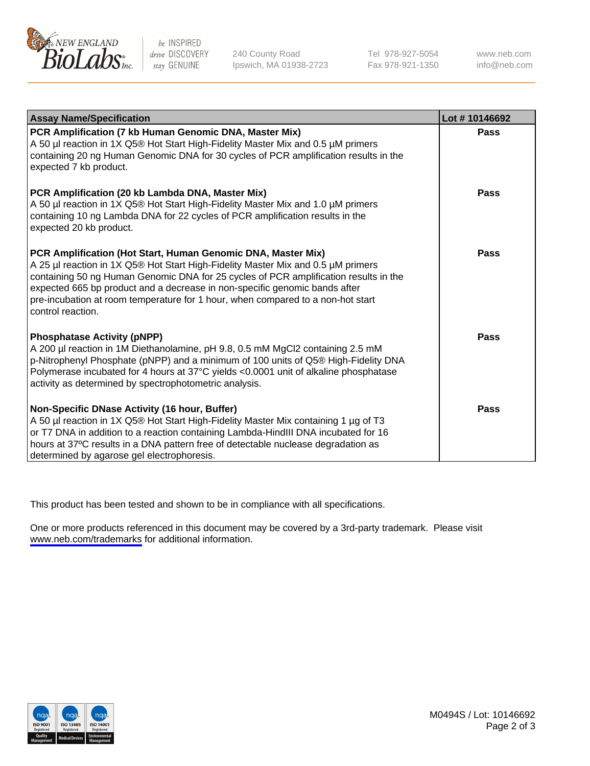| Assay Name/Specification | Lot # 10146692 |
| --- | --- |
| **PCR Amplification (7 kb Human Genomic DNA, Master Mix)**<br>A 50 µl reaction in 1X Q5® Hot Start High-Fidelity Master Mix and 0.5 µM primers containing 20 ng Human Genomic DNA for 30 cycles of PCR amplification results in the expected 7 kb product. | **Pass** |
| **PCR Amplification (20 kb Lambda DNA, Master Mix)**<br>A 50 µl reaction in 1X Q5® Hot Start High-Fidelity Master Mix and 1.0 µM primers containing 10 ng Lambda DNA for 22 cycles of PCR amplification results in the expected 20 kb product. | **Pass** |
| **PCR Amplification (Hot Start, Human Genomic DNA, Master Mix)**<br>A 25 µl reaction in 1X Q5® Hot Start High-Fidelity Master Mix and 0.5 µM primers containing 50 ng Human Genomic DNA for 25 cycles of PCR amplification results in the expected 665 bp product and a decrease in non-specific genomic bands after pre-incubation at room temperature for 1 hour, when compared to a non-hot start control reaction. | **Pass** |
| **Phosphatase Activity (pNPP)**<br>A 200 µl reaction in 1M Diethanolamine, pH 9.8, 0.5 mM $MgCl_2$ containing 2.5 mM p-Nitrophenyl Phosphate (pNPP) and a minimum of 100 units of Q5® High-Fidelity DNA Polymerase incubated for 4 hours at 37°C yields <0.0001 unit of alkaline phosphatase activity as determined by spectrophotometric analysis. | **Pass** |
| **Non-Specific DNase Activity (16 hour, Buffer)**<br>A 50 µl reaction in 1X Q5® Hot Start High-Fidelity Master Mix containing 1 µg of T3 or T7 DNA in addition to a reaction containing Lambda-HindIII DNA incubated for 16 hours at 37ºC results in a DNA pattern free of detectable nuclease degradation as determined by agarose gel electrophoresis. | **Pass** |

This product has been tested and shown to be in compliance with all specifications.

One or more products referenced in this document may be covered by a 3rd-party trademark. Please visit www.neb.com/trademarks for additional information.

M0494S / Lot: 10146692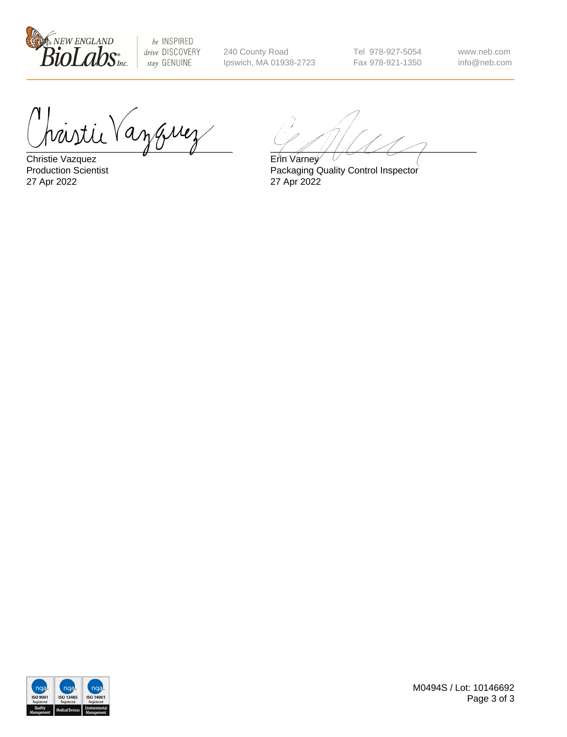Christie Vazquez
Production Scientist
27 Apr 2022

Erin Varney
Packaging Quality Control Inspector
27 Apr 2022